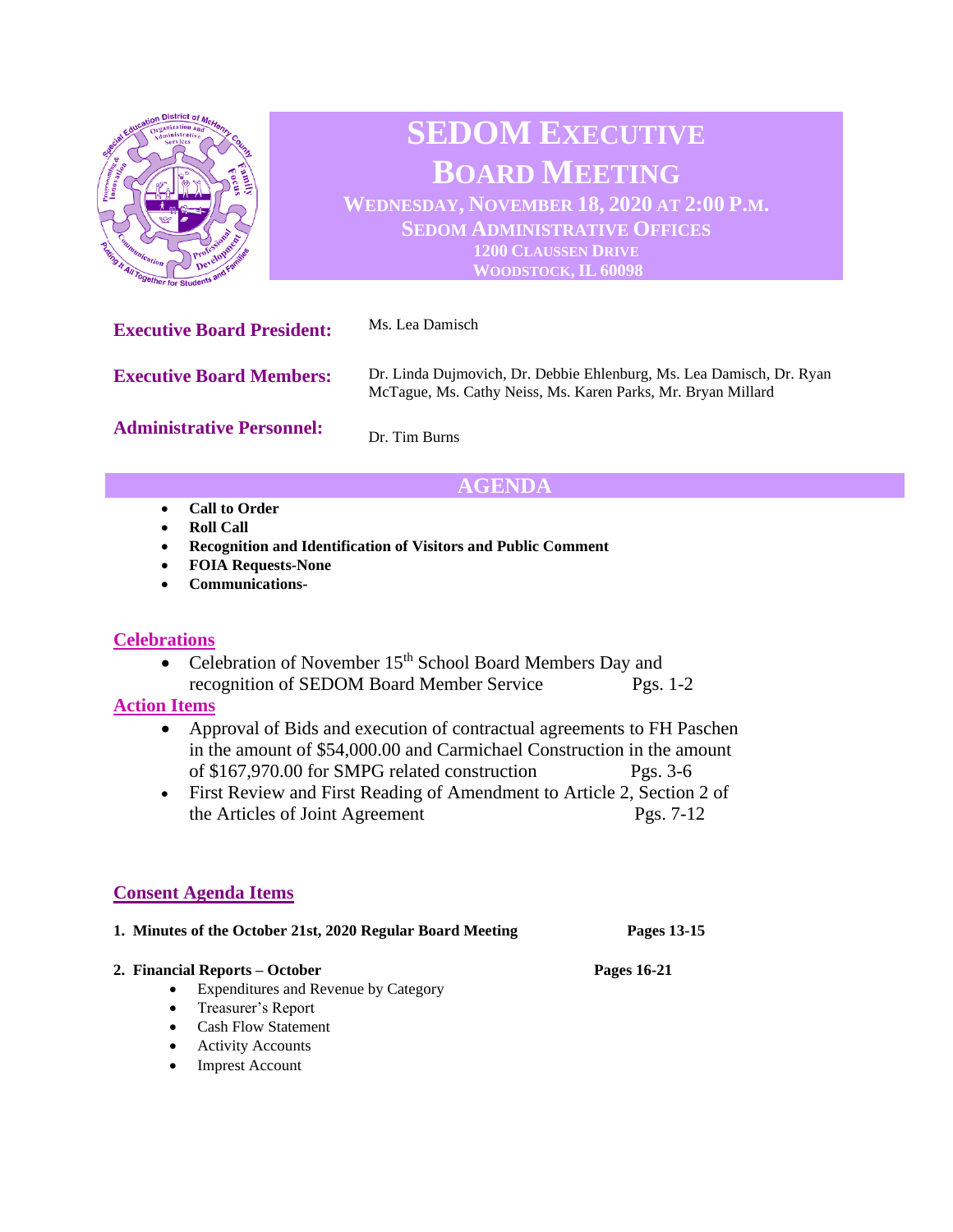# SEDOM EXECUTIVE BOARD MEETING

**WEDNESDAY, NOVEMBER 18, 2020 AT 2:00 P.M.**
**SEDOM ADMINISTRATIVE OFFICES**
**1200 CLAUSSEN DRIVE**
**WOODSTOCK, IL 60098**

**Executive Board President:** Ms. Lea Damisch

**Executive Board Members:** Dr. Linda Dujmovich, Dr. Debbie Ehlenburg, Ms. Lea Damisch, Dr. Ryan McTague, Ms. Cathy Neiss, Ms. Karen Parks, Mr. Bryan Millard

**Administrative Personnel:** Dr. Tim Burns

## AGENDA

- **Call to Order**
- **Roll Call**
- **Recognition and Identification of Visitors and Public Comment**
- **FOIA Requests-None**
- **Communications-**

### Celebrations

- Celebration of November 15th School Board Members Day and recognition of SEDOM Board Member Service Pgs. 1-2

### Action Items

- Approval of Bids and execution of contractual agreements to FH Paschen in the amount of $54,000.00 and Carmichael Construction in the amount of $167,970.00 for SMPG related construction Pgs. 3-6
- First Review and First Reading of Amendment to Article 2, Section 2 of the Articles of Joint Agreement Pgs. 7-12

### Consent Agenda Items

1. **Minutes of the October 21st, 2020 Regular Board Meeting** **Pages 13-15**
2. **Financial Reports – October** **Pages 16-21**
   - Expenditures and Revenue by Category
   - Treasurer's Report
   - Cash Flow Statement
   - Activity Accounts
   - Imprest Account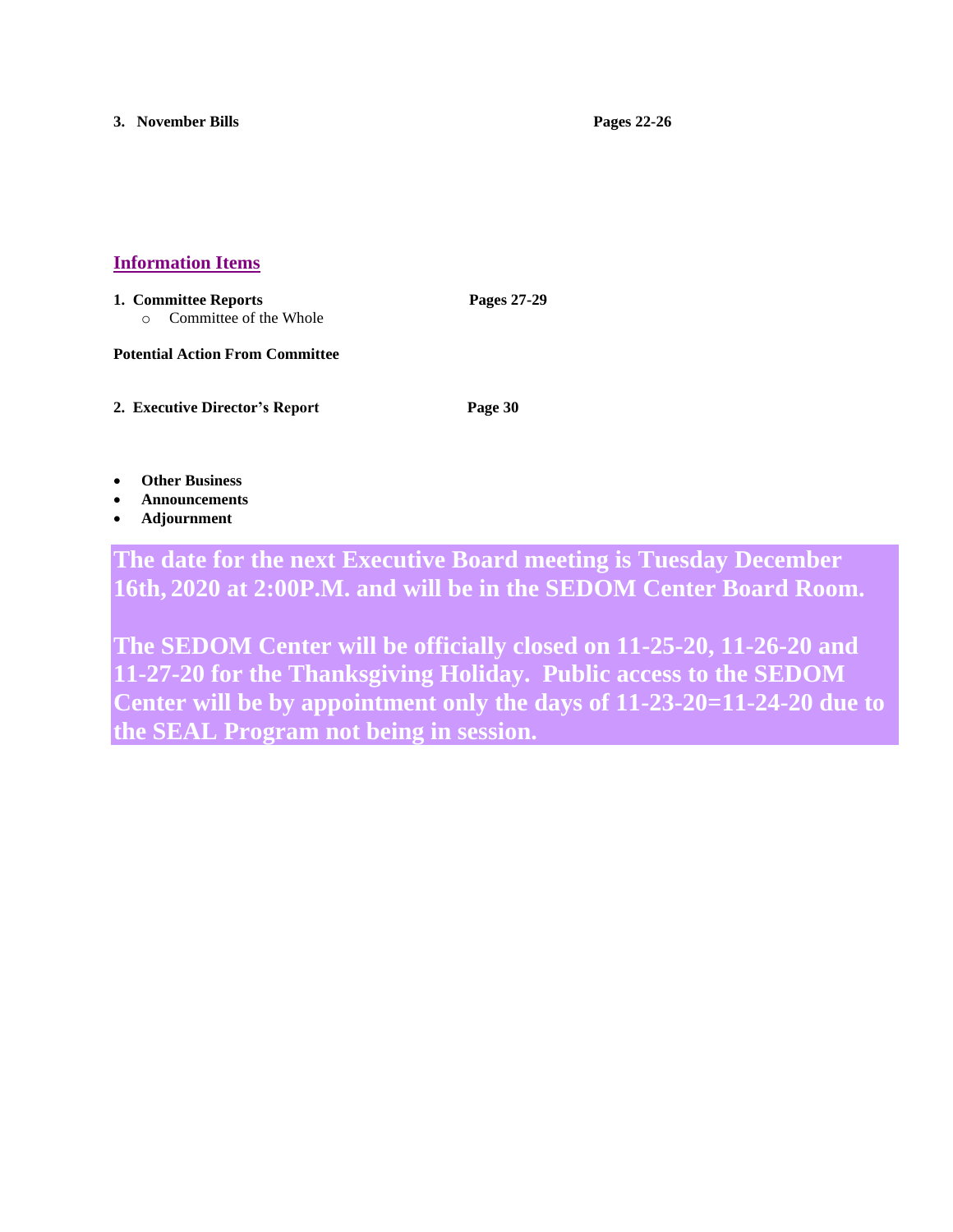**3. November Bills** **Pages 22-26**

## Information Items

**1. Committee Reports** **Pages 27-29**

- Committee of the Whole

**Potential Action From Committee**

**2. Executive Director's Report** **Page 30**

- **Other Business**
- **Announcements**
- **Adjournment**

**The date for the next Executive Board meeting is Tuesday December 16th, 2020 at 2:00P.M. and will be in the SEDOM Center Board Room.**

**The SEDOM Center will be officially closed on 11-25-20, 11-26-20 and 11-27-20 for the Thanksgiving Holiday. Public access to the SEDOM Center will be by appointment only the days of 11-23-20=11-24-20 due to the SEAL Program not being in session.**